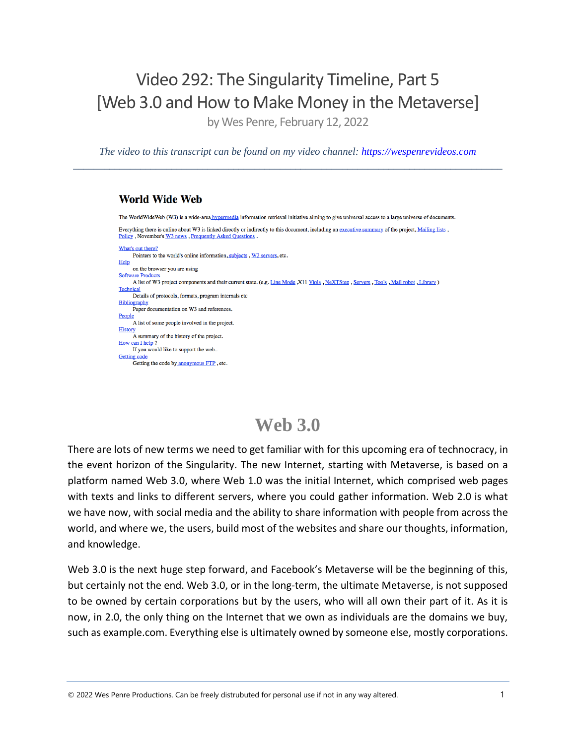# Video 292: The Singularity Timeline, Part 5
# [Web 3.0 and How to Make Money in the Metaverse]

by Wes Penre, February 12, 2022

*The video to this transcript can be found on my video channel: [https://wespenrevideos.com](https://wespenrevideos.com)*

---

## World Wide Web

The WorldWideWeb (W3) is a wide-area hypermedia information retrieval initiative aiming to give universal access to a large universe of documents.

Everything there is online about W3 is linked directly or indirectly to this document, including an executive summary of the project, Mailing lists , Policy , November's W3 news , Frequently Asked Questions .

What's out there?
    Pointers to the world's online information, subjects , W3 servers, etc.
Help
    on the browser you are using
Software Products
    A list of W3 project components and their current state. (e.g. Line Mode ,X11 Viola , NeXTStep , Servers , Tools , Mail robot , Library )
Technical
    Details of protocols, formats, program internals etc
Bibliography
    Paper documentation on W3 and references.
People
    A list of some people involved in the project.
History
    A summary of the history of the project.
How can I help ?
    If you would like to support the web..
Getting code
    Getting the code by anonymous FTP , etc.

## Web 3.0

There are lots of new terms we need to get familiar with for this upcoming era of technocracy, in the event horizon of the Singularity. The new Internet, starting with Metaverse, is based on a platform named Web 3.0, where Web 1.0 was the initial Internet, which comprised web pages with texts and links to different servers, where you could gather information. Web 2.0 is what we have now, with social media and the ability to share information with people from across the world, and where we, the users, build most of the websites and share our thoughts, information, and knowledge.

Web 3.0 is the next huge step forward, and Facebook's Metaverse will be the beginning of this, but certainly not the end. Web 3.0, or in the long-term, the ultimate Metaverse, is not supposed to be owned by certain corporations but by the users, who will all own their part of it. As it is now, in 2.0, the only thing on the Internet that we own as individuals are the domains we buy, such as example.com. Everything else is ultimately owned by someone else, mostly corporations.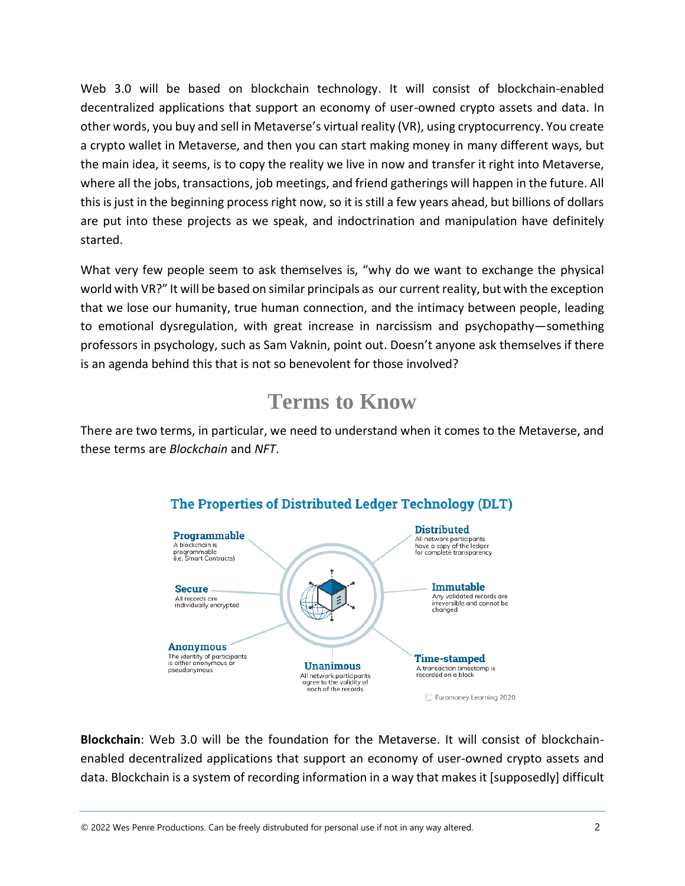Web 3.0 will be based on blockchain technology. It will consist of blockchain-enabled decentralized applications that support an economy of user-owned crypto assets and data. In other words, you buy and sell in Metaverse's virtual reality (VR), using cryptocurrency. You create a crypto wallet in Metaverse, and then you can start making money in many different ways, but the main idea, it seems, is to copy the reality we live in now and transfer it right into Metaverse, where all the jobs, transactions, job meetings, and friend gatherings will happen in the future. All this is just in the beginning process right now, so it is still a few years ahead, but billions of dollars are put into these projects as we speak, and indoctrination and manipulation have definitely started.

What very few people seem to ask themselves is, "why do we want to exchange the physical world with VR?" It will be based on similar principals as our current reality, but with the exception that we lose our humanity, true human connection, and the intimacy between people, leading to emotional dysregulation, with great increase in narcissism and psychopathy—something professors in psychology, such as Sam Vaknin, point out. Doesn't anyone ask themselves if there is an agenda behind this that is not so benevolent for those involved?

## Terms to Know

There are two terms, in particular, we need to understand when it comes to the Metaverse, and these terms are *Blockchain* and *NFT*.

**The Properties of Distributed Ledger Technology (DLT)**

- **Programmable** – A blockchain is programmable (i.e. Smart Contracts)
- **Distributed** – All network participants have a copy of the ledger for complete transparency
- **Secure** – All records are individually encrypted
- **Immutable** – Any validated records are irreversible and cannot be changed
- **Anonymous** – The identity of participants is either anonymous or pseudonymous
- **Unanimous** – All network participants agree to the validity of each of the records
- **Time-stamped** – A transaction timestamp is recorded on a block

© Euromoney Learning 2020

**Blockchain**: Web 3.0 will be the foundation for the Metaverse. It will consist of blockchain-enabled decentralized applications that support an economy of user-owned crypto assets and data. Blockchain is a system of recording information in a way that makes it [supposedly] difficult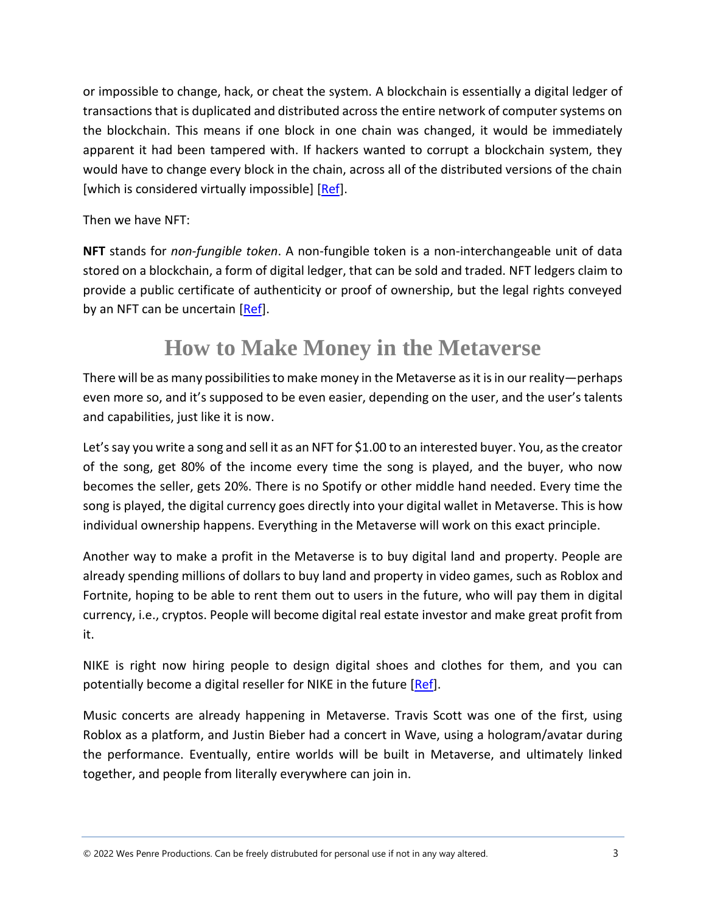or impossible to change, hack, or cheat the system. A blockchain is essentially a digital ledger of transactions that is duplicated and distributed across the entire network of computer systems on the blockchain. This means if one block in one chain was changed, it would be immediately apparent it had been tampered with. If hackers wanted to corrupt a blockchain system, they would have to change every block in the chain, across all of the distributed versions of the chain [which is considered virtually impossible] [Ref].

Then we have NFT:

**NFT** stands for *non-fungible token*. A non-fungible token is a non-interchangeable unit of data stored on a blockchain, a form of digital ledger, that can be sold and traded. NFT ledgers claim to provide a public certificate of authenticity or proof of ownership, but the legal rights conveyed by an NFT can be uncertain [Ref].

## How to Make Money in the Metaverse

There will be as many possibilities to make money in the Metaverse as it is in our reality—perhaps even more so, and it's supposed to be even easier, depending on the user, and the user's talents and capabilities, just like it is now.

Let's say you write a song and sell it as an NFT for $1.00 to an interested buyer. You, as the creator of the song, get 80% of the income every time the song is played, and the buyer, who now becomes the seller, gets 20%. There is no Spotify or other middle hand needed. Every time the song is played, the digital currency goes directly into your digital wallet in Metaverse. This is how individual ownership happens. Everything in the Metaverse will work on this exact principle.

Another way to make a profit in the Metaverse is to buy digital land and property. People are already spending millions of dollars to buy land and property in video games, such as Roblox and Fortnite, hoping to be able to rent them out to users in the future, who will pay them in digital currency, i.e., cryptos. People will become digital real estate investor and make great profit from it.

NIKE is right now hiring people to design digital shoes and clothes for them, and you can potentially become a digital reseller for NIKE in the future [Ref].

Music concerts are already happening in Metaverse. Travis Scott was one of the first, using Roblox as a platform, and Justin Bieber had a concert in Wave, using a hologram/avatar during the performance. Eventually, entire worlds will be built in Metaverse, and ultimately linked together, and people from literally everywhere can join in.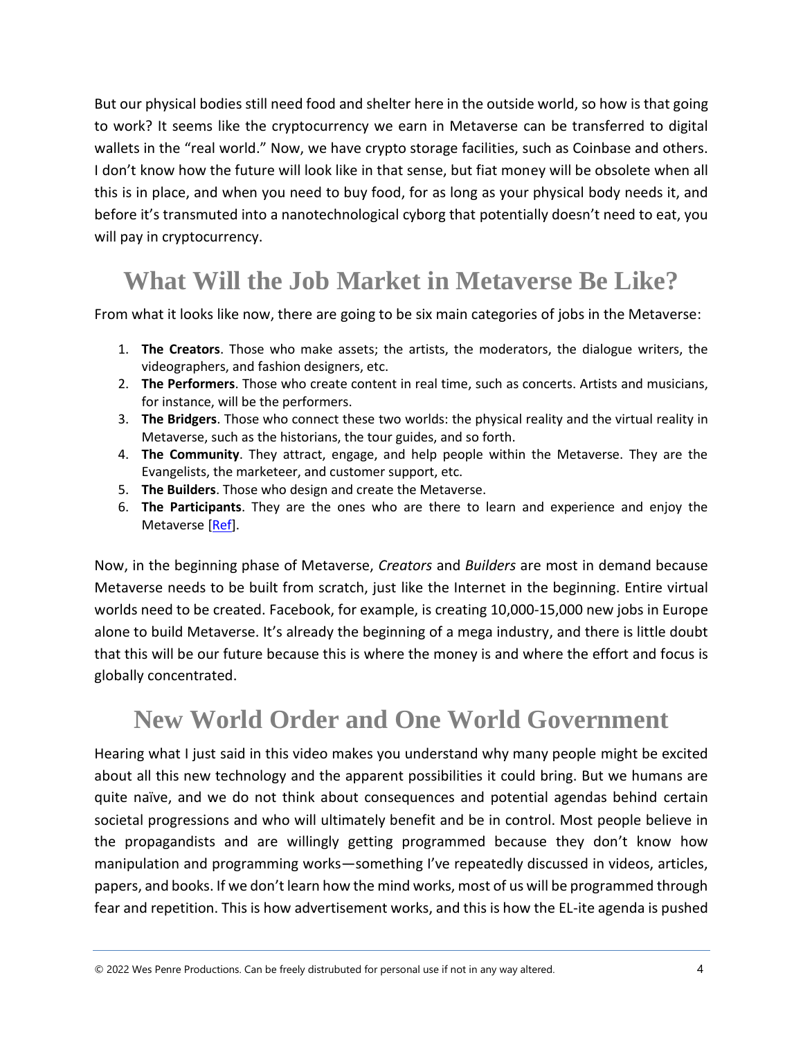But our physical bodies still need food and shelter here in the outside world, so how is that going to work? It seems like the cryptocurrency we earn in Metaverse can be transferred to digital wallets in the "real world." Now, we have crypto storage facilities, such as Coinbase and others. I don't know how the future will look like in that sense, but fiat money will be obsolete when all this is in place, and when you need to buy food, for as long as your physical body needs it, and before it's transmuted into a nanotechnological cyborg that potentially doesn't need to eat, you will pay in cryptocurrency.

## What Will the Job Market in Metaverse Be Like?

From what it looks like now, there are going to be six main categories of jobs in the Metaverse:

1. **The Creators**. Those who make assets; the artists, the moderators, the dialogue writers, the videographers, and fashion designers, etc.
2. **The Performers**. Those who create content in real time, such as concerts. Artists and musicians, for instance, will be the performers.
3. **The Bridgers**. Those who connect these two worlds: the physical reality and the virtual reality in Metaverse, such as the historians, the tour guides, and so forth.
4. **The Community**. They attract, engage, and help people within the Metaverse. They are the Evangelists, the marketeer, and customer support, etc.
5. **The Builders**. Those who design and create the Metaverse.
6. **The Participants**. They are the ones who are there to learn and experience and enjoy the Metaverse [Ref].

Now, in the beginning phase of Metaverse, *Creators* and *Builders* are most in demand because Metaverse needs to be built from scratch, just like the Internet in the beginning. Entire virtual worlds need to be created. Facebook, for example, is creating 10,000-15,000 new jobs in Europe alone to build Metaverse. It's already the beginning of a mega industry, and there is little doubt that this will be our future because this is where the money is and where the effort and focus is globally concentrated.

## New World Order and One World Government

Hearing what I just said in this video makes you understand why many people might be excited about all this new technology and the apparent possibilities it could bring. But we humans are quite naïve, and we do not think about consequences and potential agendas behind certain societal progressions and who will ultimately benefit and be in control. Most people believe in the propagandists and are willingly getting programmed because they don't know how manipulation and programming works—something I've repeatedly discussed in videos, articles, papers, and books. If we don't learn how the mind works, most of us will be programmed through fear and repetition. This is how advertisement works, and this is how the EL-ite agenda is pushed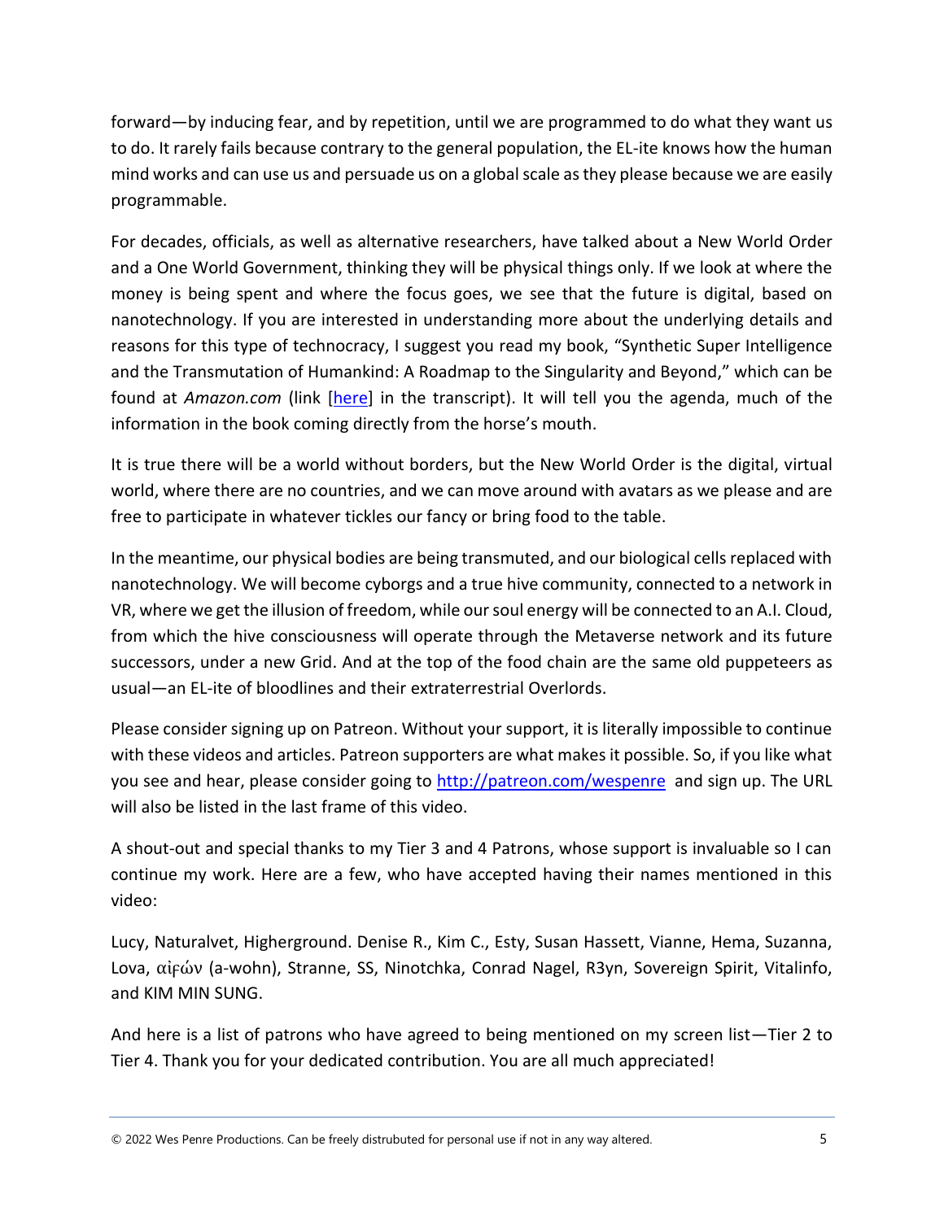forward—by inducing fear, and by repetition, until we are programmed to do what they want us to do. It rarely fails because contrary to the general population, the EL-ite knows how the human mind works and can use us and persuade us on a global scale as they please because we are easily programmable.

For decades, officials, as well as alternative researchers, have talked about a New World Order and a One World Government, thinking they will be physical things only. If we look at where the money is being spent and where the focus goes, we see that the future is digital, based on nanotechnology. If you are interested in understanding more about the underlying details and reasons for this type of technocracy, I suggest you read my book, "Synthetic Super Intelligence and the Transmutation of Humankind: A Roadmap to the Singularity and Beyond," which can be found at *Amazon.com* (link [here] in the transcript). It will tell you the agenda, much of the information in the book coming directly from the horse's mouth.

It is true there will be a world without borders, but the New World Order is the digital, virtual world, where there are no countries, and we can move around with avatars as we please and are free to participate in whatever tickles our fancy or bring food to the table.

In the meantime, our physical bodies are being transmuted, and our biological cells replaced with nanotechnology. We will become cyborgs and a true hive community, connected to a network in VR, where we get the illusion of freedom, while our soul energy will be connected to an A.I. Cloud, from which the hive consciousness will operate through the Metaverse network and its future successors, under a new Grid. And at the top of the food chain are the same old puppeteers as usual—an EL-ite of bloodlines and their extraterrestrial Overlords.

Please consider signing up on Patreon. Without your support, it is literally impossible to continue with these videos and articles. Patreon supporters are what makes it possible. So, if you like what you see and hear, please consider going to http://patreon.com/wespenre and sign up. The URL will also be listed in the last frame of this video.

A shout-out and special thanks to my Tier 3 and 4 Patrons, whose support is invaluable so I can continue my work. Here are a few, who have accepted having their names mentioned in this video:

Lucy, Naturalvet, Higherground. Denise R., Kim C., Esty, Susan Hassett, Vianne, Hema, Suzanna, Lova, αἰϝών (a-wohn), Stranne, SS, Ninotchka, Conrad Nagel, R3yn, Sovereign Spirit, Vitalinfo, and KIM MIN SUNG.

And here is a list of patrons who have agreed to being mentioned on my screen list—Tier 2 to Tier 4. Thank you for your dedicated contribution. You are all much appreciated!